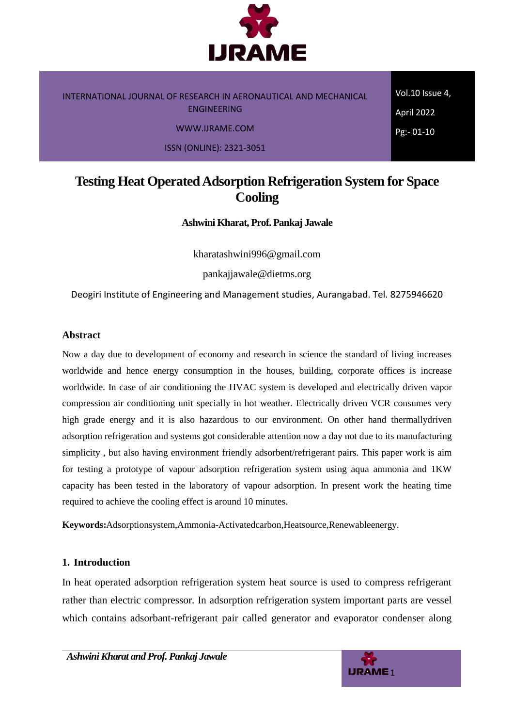# Testing Heat Operated Adsorption Refrigeration System for Space Cooling

**Ashwini Kharat, Prof. Pankaj Jawale**

kharatashwini996@gmail.com

pankajjawale@dietms.org

Deogiri Institute of Engineering and Management studies, Aurangabad. Tel. 8275946620

## Abstract

Now a day due to development of economy and research in science the standard of living increases worldwide and hence energy consumption in the houses, building, corporate offices is increase worldwide. In case of air conditioning the HVAC system is developed and electrically driven vapor compression air conditioning unit specially in hot weather. Electrically driven VCR consumes very high grade energy and it is also hazardous to our environment. On other hand thermallydriven adsorption refrigeration and systems got considerable attention now a day not due to its manufacturing simplicity , but also having environment friendly adsorbent/refrigerant pairs. This paper work is aim for testing a prototype of vapour adsorption refrigeration system using aqua ammonia and 1KW capacity has been tested in the laboratory of vapour adsorption. In present work the heating time required to achieve the cooling effect is around 10 minutes.

**Keywords:**Adsorptionsystem,Ammonia-Activatedcarbon,Heatsource,Renewableenergy.

## 1. Introduction

In heat operated adsorption refrigeration system heat source is used to compress refrigerant rather than electric compressor. In adsorption refrigeration system important parts are vessel which contains adsorbant-refrigerant pair called generator and evaporator condenser along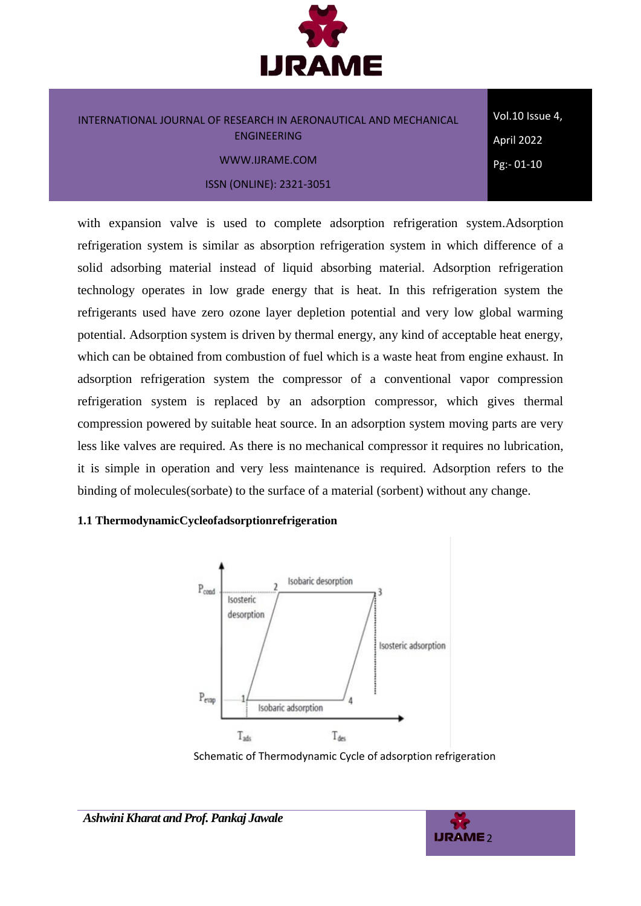with expansion valve is used to complete adsorption refrigeration system.Adsorption refrigeration system is similar as absorption refrigeration system in which difference of a solid adsorbing material instead of liquid absorbing material. Adsorption refrigeration technology operates in low grade energy that is heat. In this refrigeration system the refrigerants used have zero ozone layer depletion potential and very low global warming potential. Adsorption system is driven by thermal energy, any kind of acceptable heat energy, which can be obtained from combustion of fuel which is a waste heat from engine exhaust. In adsorption refrigeration system the compressor of a conventional vapor compression refrigeration system is replaced by an adsorption compressor, which gives thermal compression powered by suitable heat source. In an adsorption system moving parts are very less like valves are required. As there is no mechanical compressor it requires no lubrication, it is simple in operation and very less maintenance is required. Adsorption refers to the binding of molecules(sorbate) to the surface of a material (sorbent) without any change.

**1.1 ThermodynamicCycleofadsorptionrefrigeration**

Schematic of Thermodynamic Cycle of adsorption refrigeration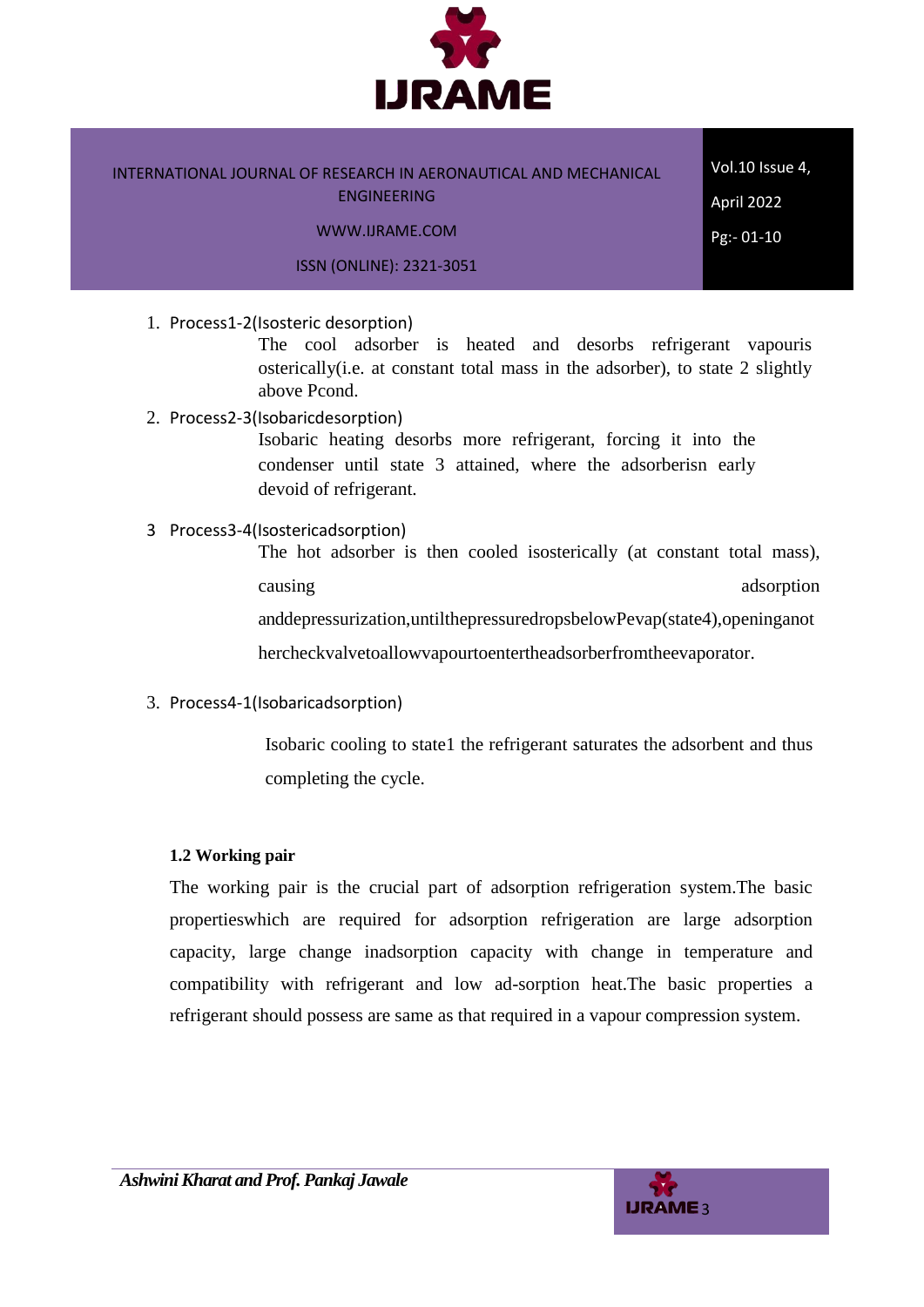1. Process1-2(Isosteric desorption)

   The cool adsorber is heated and desorbs refrigerant vapouris ostericallly(i.e. at constant total mass in the adsorber), to state 2 slightly above Pcond.

2. Process2-3(Isobaricdesorption)

   Isobaric heating desorbs more refrigerant, forcing it into the condenser until state 3 attained, where the adsorberisn early devoid of refrigerant.

3 Process3-4(Isostericadsorption)

   The hot adsorber is then cooled isosterically (at constant total mass), causing adsorption anddepressurization,untilthepressuredropsbelowPevap(state4),openinganot hercheckvalvetoallowvapourtoentertheadsorberfromtheevaporator.

3. Process4-1(Isobaricadsorption)

   Isobaric cooling to state1 the refrigerant saturates the adsorbent and thus completing the cycle.

**1.2 Working pair**

The working pair is the crucial part of adsorption refrigeration system.The basic propertieswhich are required for adsorption refrigeration are large adsorption capacity, large change inadsorption capacity with change in temperature and compatibility with refrigerant and low ad-sorption heat.The basic properties a refrigerant should possess are same as that required in a vapour compression system.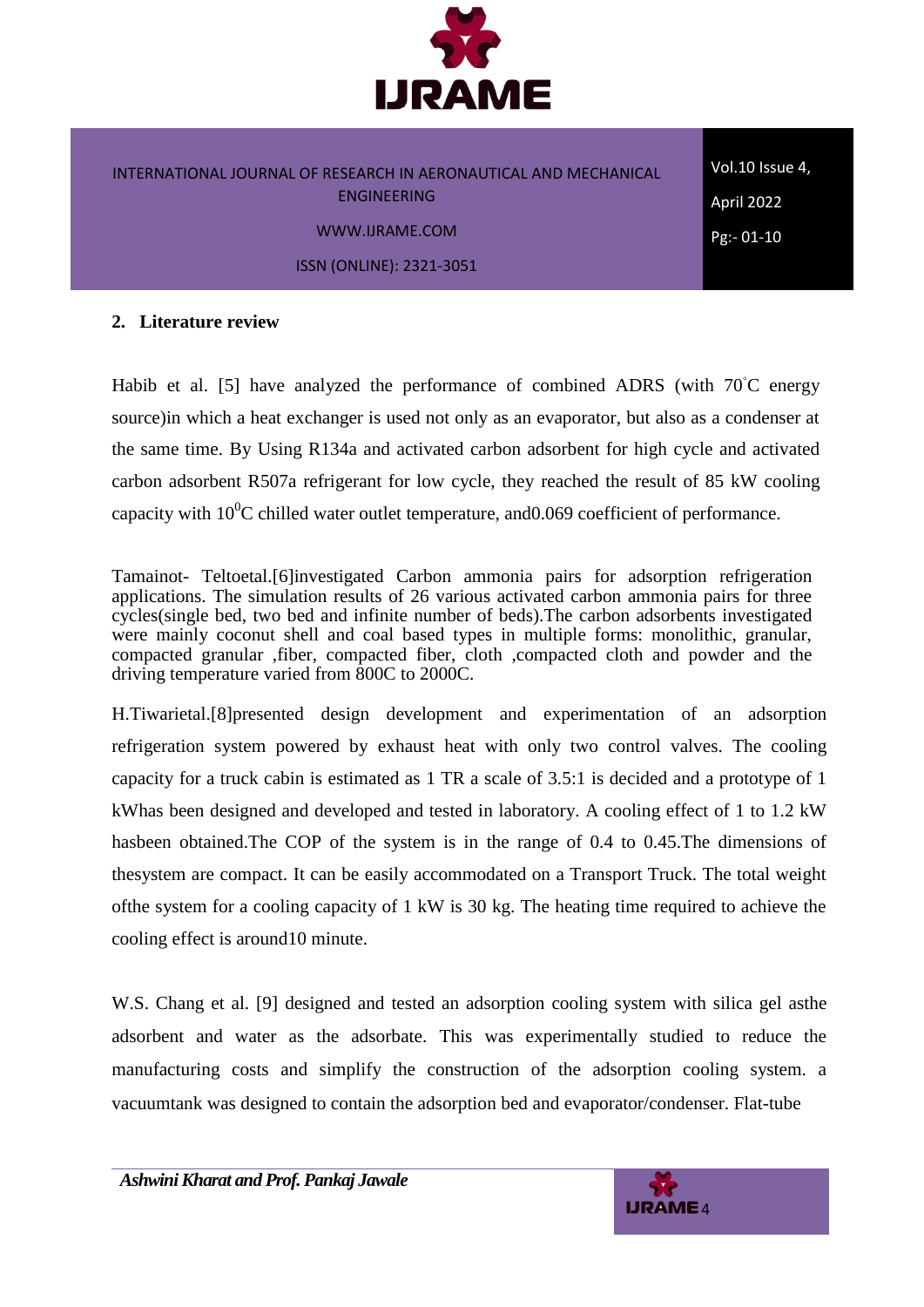## 2. Literature review

Habib et al. [5] have analyzed the performance of combined ADRS (with 70°C energy source)in which a heat exchanger is used not only as an evaporator, but also as a condenser at the same time. By Using R134a and activated carbon adsorbent for high cycle and activated carbon adsorbent R507a refrigerant for low cycle, they reached the result of 85 kW cooling capacity with $10^0$C chilled water outlet temperature, and0.069 coefficient of performance.

Tamainot- Teltoetal.[6]investigated Carbon ammonia pairs for adsorption refrigeration applications. The simulation results of 26 various activated carbon ammonia pairs for three cycles(single bed, two bed and infinite number of beds).The carbon adsorbents investigated were mainly coconut shell and coal based types in multiple forms: monolithic, granular, compacted granular ,fiber, compacted fiber, cloth ,compacted cloth and powder and the driving temperature varied from 800C to 2000C.

H.Tiwarietal.[8]presented design development and experimentation of an adsorption refrigeration system powered by exhaust heat with only two control valves. The cooling capacity for a truck cabin is estimated as 1 TR a scale of 3.5:1 is decided and a prototype of 1 kWhas been designed and developed and tested in laboratory. A cooling effect of 1 to 1.2 kW hasbeen obtained.The COP of the system is in the range of 0.4 to 0.45.The dimensions of thesystem are compact. It can be easily accommodated on a Transport Truck. The total weight ofthe system for a cooling capacity of 1 kW is 30 kg. The heating time required to achieve the cooling effect is around10 minute.

W.S. Chang et al. [9] designed and tested an adsorption cooling system with silica gel asthe adsorbent and water as the adsorbate. This was experimentally studied to reduce the manufacturing costs and simplify the construction of the adsorption cooling system. a vacuumtank was designed to contain the adsorption bed and evaporator/condenser. Flat-tube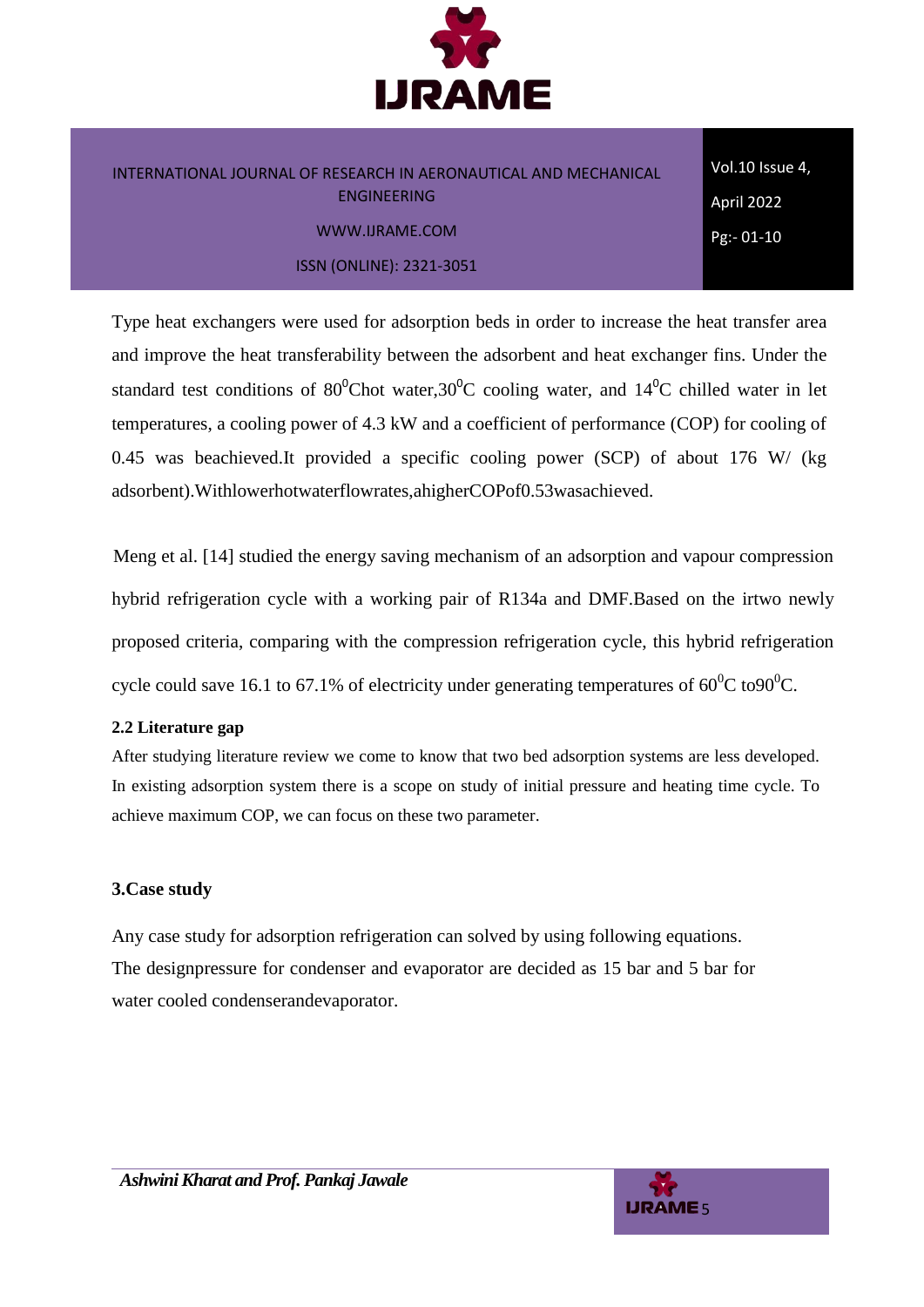Type heat exchangers were used for adsorption beds in order to increase the heat transfer area and improve the heat transferability between the adsorbent and heat exchanger fins. Under the standard test conditions of $80^0$Chot water,$30^0$C cooling water, and $14^0$C chilled water in let temperatures, a cooling power of 4.3 kW and a coefficient of performance (COP) for cooling of 0.45 was beachieved.It provided a specific cooling power (SCP) of about 176 W/ (kg adsorbent).Withlowerhotwaterflowrates,ahigherCOPof0.53wasachieved.

Meng et al. [14] studied the energy saving mechanism of an adsorption and vapour compression hybrid refrigeration cycle with a working pair of R134a and DMF.Based on the irtwo newly proposed criteria, comparing with the compression refrigeration cycle, this hybrid refrigeration cycle could save 16.1 to 67.1% of electricity under generating temperatures of $60^0$C to$90^0$C.

### 2.2 Literature gap

After studying literature review we come to know that two bed adsorption systems are less developed. In existing adsorption system there is a scope on study of initial pressure and heating time cycle. To achieve maximum COP, we can focus on these two parameter.

## 3.Case study

Any case study for adsorption refrigeration can solved by using following equations.
The designpressure for condenser and evaporator are decided as 15 bar and 5 bar for water cooled condenserandevaporator.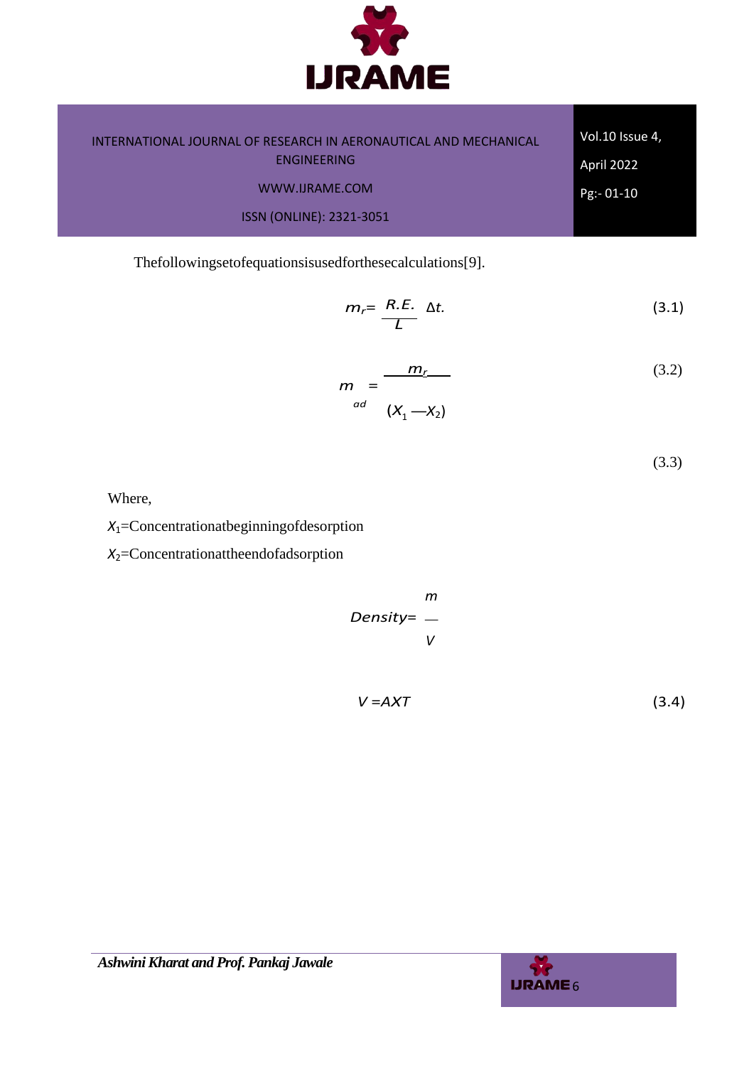Thefollowingsetofequationsisusedforthesecalculations[9].

$$m_r = \frac{R.E.}{L} \Delta t. \tag{3.1}$$

$$m_{ad} = \frac{m_r}{(X_1 - X_2)} \tag{3.2}$$

(3.3)

Where,

$X_1$=Concentrationatbeginningofdesorption

$X_2$=Concentrationattheendofadsorption

$$Density = \frac{m}{V}$$

$$V = AXT \tag{3.4}$$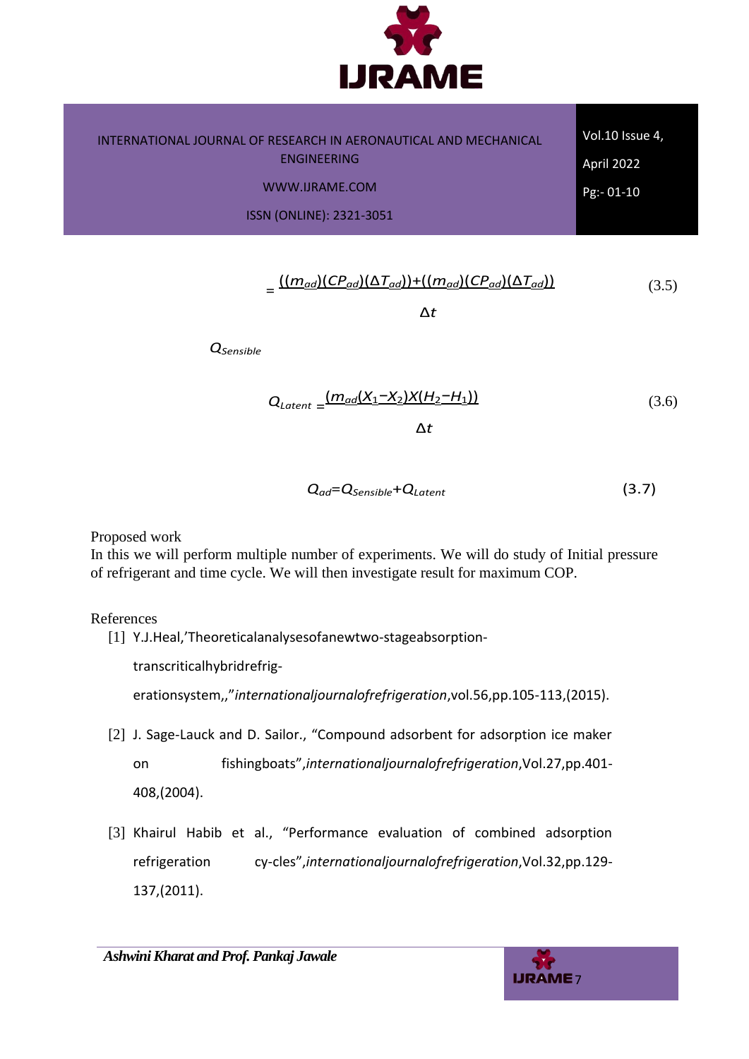$$Q_{Sensible} = \frac{((m_{ad})(CP_{ad})(\Delta T_{ad}))+((m_{ad})(CP_{ad})(\Delta T_{ad}))}{\Delta t} \quad (3.5)$$

$$Q_{Latent} = \frac{(m_{ad}(X_1-X_2)X(H_2-H_1))}{\Delta t} \quad (3.6)$$

$$Q_{ad}=Q_{Sensible}+Q_{Latent} \quad (3.7)$$

Proposed work

In this we will perform multiple number of experiments. We will do study of Initial pressure of refrigerant and time cycle. We will then investigate result for maximum COP.

References

[1] Y.J.Heal,'Theoreticalanalysesofanewtwo-stageabsorption-transcriticalhybridrefrig-erationsystem,,"*internationaljournalofrefrigeration*,vol.56,pp.105-113,(2015).

[2] J. Sage-Lauck and D. Sailor., "Compound adsorbent for adsorption ice maker on fishingboats",*internationaljournalofrefrigeration*,Vol.27,pp.401-408,(2004).

[3] Khairul Habib et al., "Performance evaluation of combined adsorption refrigeration cy-cles",*internationaljournalofrefrigeration*,Vol.32,pp.129-137,(2011).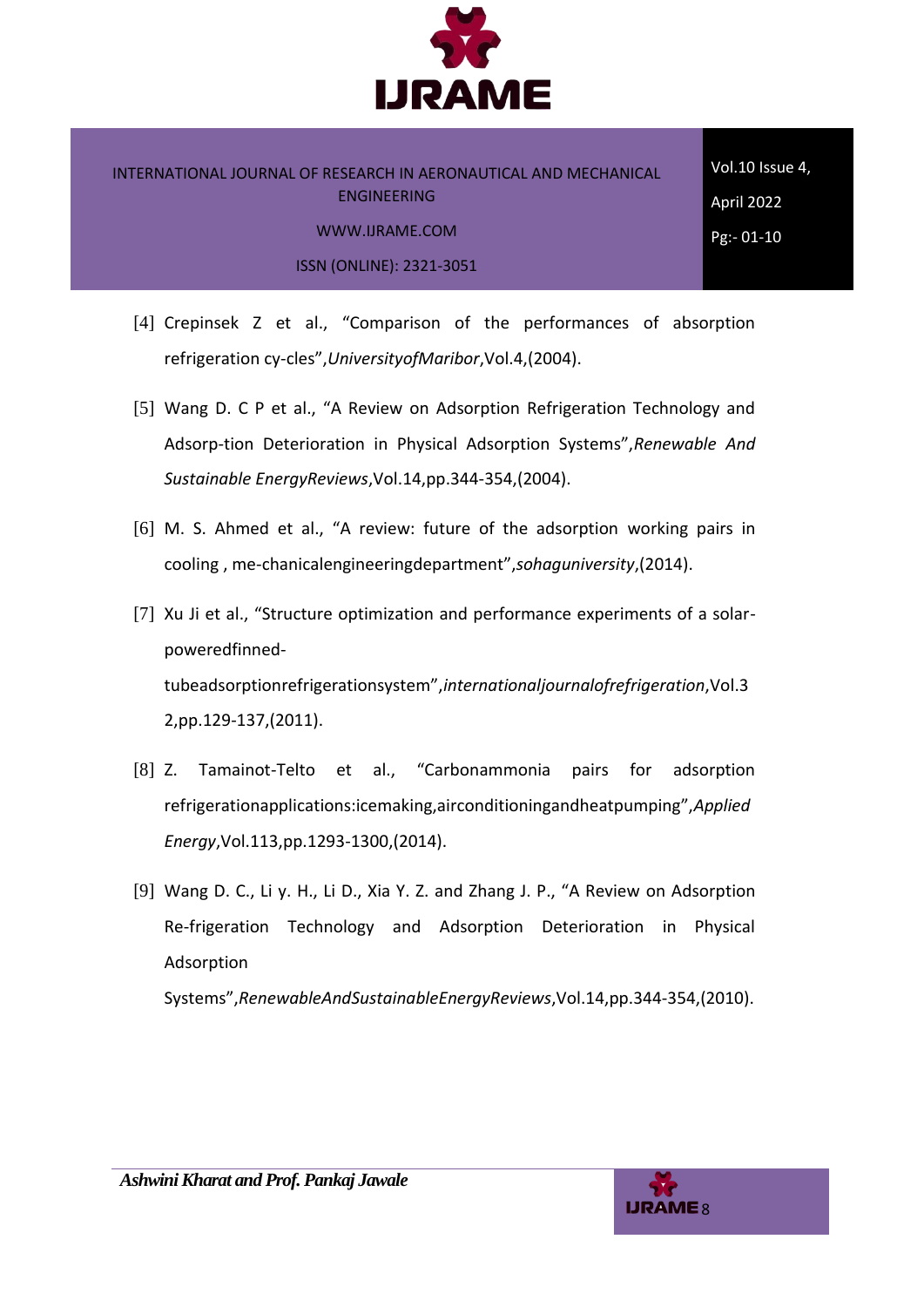[4] Crepinsek Z et al., “Comparison of the performances of absorption refrigeration cy-cles”,*UniversityofMaribor*,Vol.4,(2004).

[5] Wang D. C P et al., “A Review on Adsorption Refrigeration Technology and Adsorp-tion Deterioration in Physical Adsorption Systems”,*Renewable And Sustainable EnergyReviews*,Vol.14,pp.344-354,(2004).

[6] M. S. Ahmed et al., “A review: future of the adsorption working pairs in cooling , me-chanicalengineeringdepartment”,*sohaguniversity*,(2014).

[7] Xu Ji et al., “Structure optimization and performance experiments of a solar-poweredfinned-tubeadsorptionrefrigerationsystem”,*internationaljournalofrefrigeration*,Vol.32,pp.129-137,(2011).

[8] Z. Tamainot-Telto et al., “Carbonammonia pairs for adsorption refrigerationapplications:icemaking,airconditioningandheatpumping”,*Applied Energy*,Vol.113,pp.1293-1300,(2014).

[9] Wang D. C., Li y. H., Li D., Xia Y. Z. and Zhang J. P., “A Review on Adsorption Re-frigeration Technology and Adsorption Deterioration in Physical Adsorption Systems”,*RenewableAndSustainableEnergyReviews*,Vol.14,pp.344-354,(2010).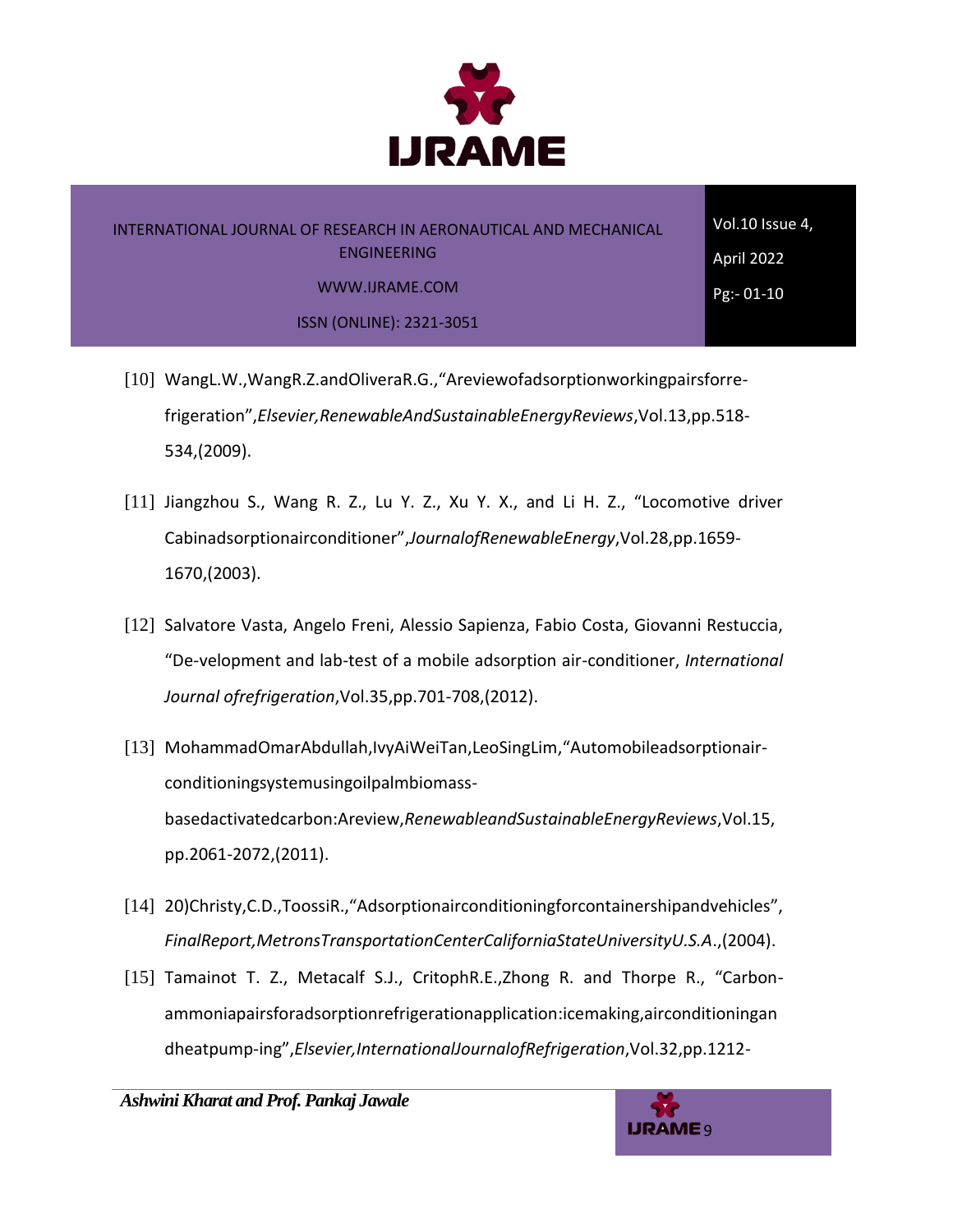[10] WangL.W.,WangR.Z.andOliveraR.G.,"Areviewofadsorptionworkingpairsforre-frigeration",*Elsevier,RenewableAndSustainableEnergyReviews*,Vol.13,pp.518-534,(2009).

[11] Jiangzhou S., Wang R. Z., Lu Y. Z., Xu Y. X., and Li H. Z., "Locomotive driver Cabinadsorptionairconditioner",*JournalofRenewableEnergy*,Vol.28,pp.1659-1670,(2003).

[12] Salvatore Vasta, Angelo Freni, Alessio Sapienza, Fabio Costa, Giovanni Restuccia, "De-velopment and lab-test of a mobile adsorption air-conditioner, *International Journal ofrefrigeration*,Vol.35,pp.701-708,(2012).

[13] MohammadOmarAbdullah,IvyAiWeiTan,LeoSingLim,"Automobileadsorptionair-conditioningsystemusingoilpalmbiomass-basedactivatedcarbon:Areview,*RenewableandSustainableEnergyReviews*,Vol.15, pp.2061-2072,(2011).

[14] 20)Christy,C.D.,ToossiR.,"Adsorptionairconditioningforcontainershipandvehicles", *FinalReport,MetronsTransportationCenterCaliforniaStateUniversityU.S.A*.,(2004).

[15] Tamainot T. Z., Metacalf S.J., CritophR.E.,Zhong R. and Thorpe R., "Carbon-ammoniapairsforadsorptionrefrigerationapplication:icemaking,airconditioningan dheatpump-ing",*Elsevier,InternationalJournalofRefrigeration*,Vol.32,pp.1212-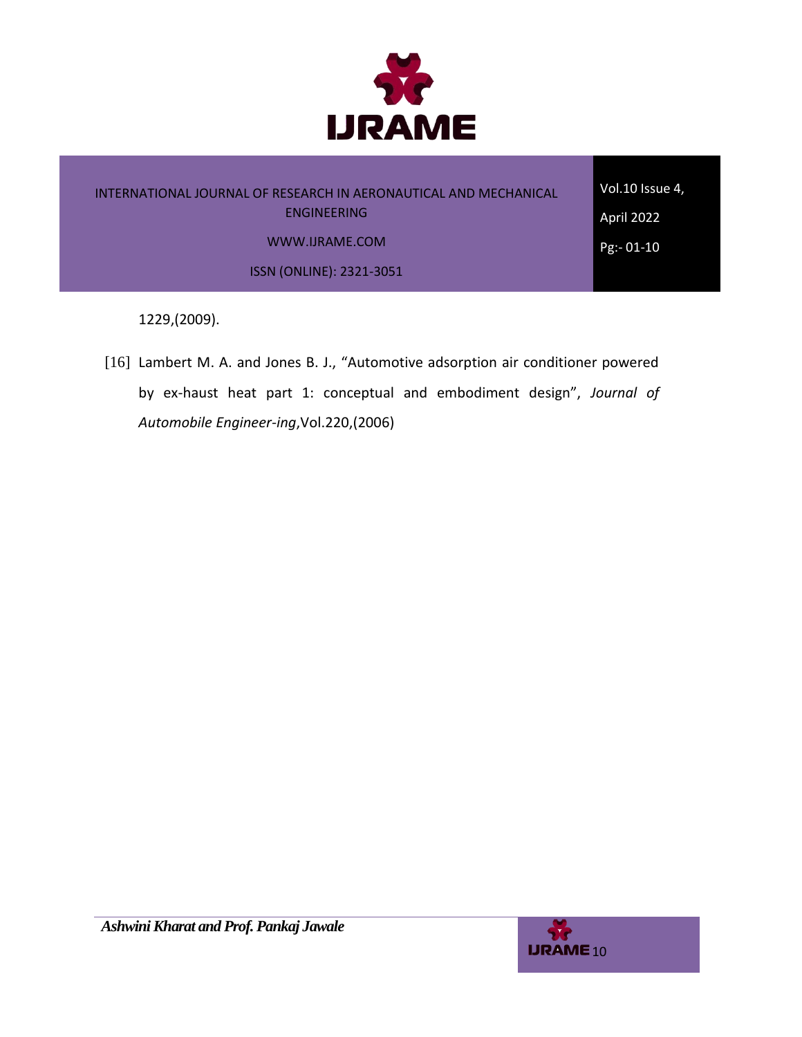1229,(2009).

[16] Lambert M. A. and Jones B. J., "Automotive adsorption air conditioner powered by ex-haust heat part 1: conceptual and embodiment design", *Journal of Automobile Engineer-ing*,Vol.220,(2006)